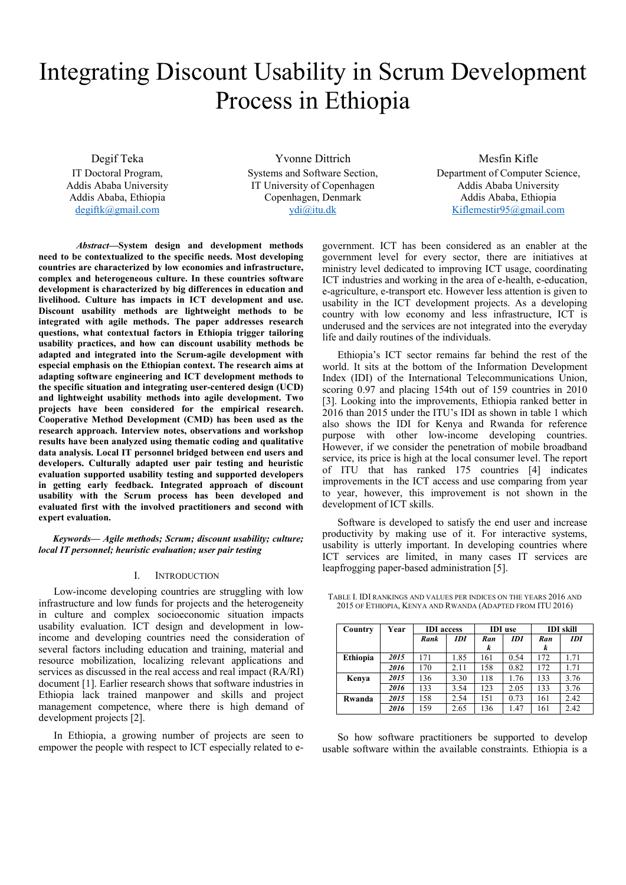# Integrating Discount Usability in Scrum Development Process in Ethiopia

Degif Teka
IT Doctoral Program,
Addis Ababa University
Addis Ababa, Ethiopia
degiftk@gmail.com

Yvonne Dittrich
Systems and Software Section,
IT University of Copenhagen
Copenhagen, Denmark
ydi@itu.dk

Mesfin Kifle
Department of Computer Science,
Addis Ababa University
Addis Ababa, Ethiopia
Kiflemestir95@gmail.com

***Abstract*—System design and development methods need to be contextualized to the specific needs. Most developing countries are characterized by low economies and infrastructure, complex and heterogeneous culture. In these countries software development is characterized by big differences in education and livelihood. Culture has impacts in ICT development and use. Discount usability methods are lightweight methods to be integrated with agile methods. The paper addresses research questions, what contextual factors in Ethiopia trigger tailoring usability practices, and how can discount usability methods be adapted and integrated into the Scrum-agile development with especial emphasis on the Ethiopian context. The research aims at adapting software engineering and ICT development methods to the specific situation and integrating user-centered design (UCD) and lightweight usability methods into agile development. Two projects have been considered for the empirical research. Cooperative Method Development (CMD) has been used as the research approach. Interview notes, observations and workshop results have been analyzed using thematic coding and qualitative data analysis. Local IT personnel bridged between end users and developers. Culturally adapted user pair testing and heuristic evaluation supported usability testing and supported developers in getting early feedback. Integrated approach of discount usability with the Scrum process has been developed and evaluated first with the involved practitioners and second with expert evaluation.**

***Keywords*— *Agile methods; Scrum; discount usability; culture; local IT personnel; heuristic evaluation; user pair testing***

## I. Introduction

Low-income developing countries are struggling with low infrastructure and low funds for projects and the heterogeneity in culture and complex socioeconomic situation impacts usability evaluation. ICT design and development in low-income and developing countries need the consideration of several factors including education and training, material and resource mobilization, localizing relevant applications and services as discussed in the real access and real impact (RA/RI) document [1]. Earlier research shows that software industries in Ethiopia lack trained manpower and skills and project management competence, where there is high demand of development projects [2].

In Ethiopia, a growing number of projects are seen to empower the people with respect to ICT especially related to e-government. ICT has been considered as an enabler at the government level for every sector, there are initiatives at ministry level dedicated to improving ICT usage, coordinating ICT industries and working in the area of e-health, e-education, e-agriculture, e-transport etc. However less attention is given to usability in the ICT development projects. As a developing country with low economy and less infrastructure, ICT is underused and the services are not integrated into the everyday life and daily routines of the individuals.

Ethiopia's ICT sector remains far behind the rest of the world. It sits at the bottom of the Information Development Index (IDI) of the International Telecommunications Union, scoring 0.97 and placing 154th out of 159 countries in 2010 [3]. Looking into the improvements, Ethiopia ranked better in 2016 than 2015 under the ITU's IDI as shown in table 1 which also shows the IDI for Kenya and Rwanda for reference purpose with other low-income developing countries. However, if we consider the penetration of mobile broadband service, its price is high at the local consumer level. The report of ITU that has ranked 175 countries [4] indicates improvements in the ICT access and use comparing from year to year, however, this improvement is not shown in the development of ICT skills.

Software is developed to satisfy the end user and increase productivity by making use of it. For interactive systems, usability is utterly important. In developing countries where ICT services are limited, in many cases IT services are leapfrogging paper-based administration [5].

TABLE I. IDI RANKINGS AND VALUES PER INDICES ON THE YEARS 2016 AND 2015 OF ETHIOPIA, KENYA AND RWANDA (ADAPTED FROM ITU 2016)

| Country | Year | IDI access | | IDI use | | IDI skill | |
|---|---|---|---|---|---|---|---|
| | | *Rank* | *IDI* | *Rank* | *IDI* | *Rank* | *IDI* |
| **Ethiopia** | *2015* | 171 | 1.85 | 161 | 0.54 | 172 | 1.71 |
| | *2016* | 170 | 2.11 | 158 | 0.82 | 172 | 1.71 |
| **Kenya** | *2015* | 136 | 3.30 | 118 | 1.76 | 133 | 3.76 |
| | *2016* | 133 | 3.54 | 123 | 2.05 | 133 | 3.76 |
| **Rwanda** | *2015* | 158 | 2.54 | 151 | 0.73 | 161 | 2.42 |
| | *2016* | 159 | 2.65 | 136 | 1.47 | 161 | 2.42 |

So how software practitioners be supported to develop usable software within the available constraints. Ethiopia is a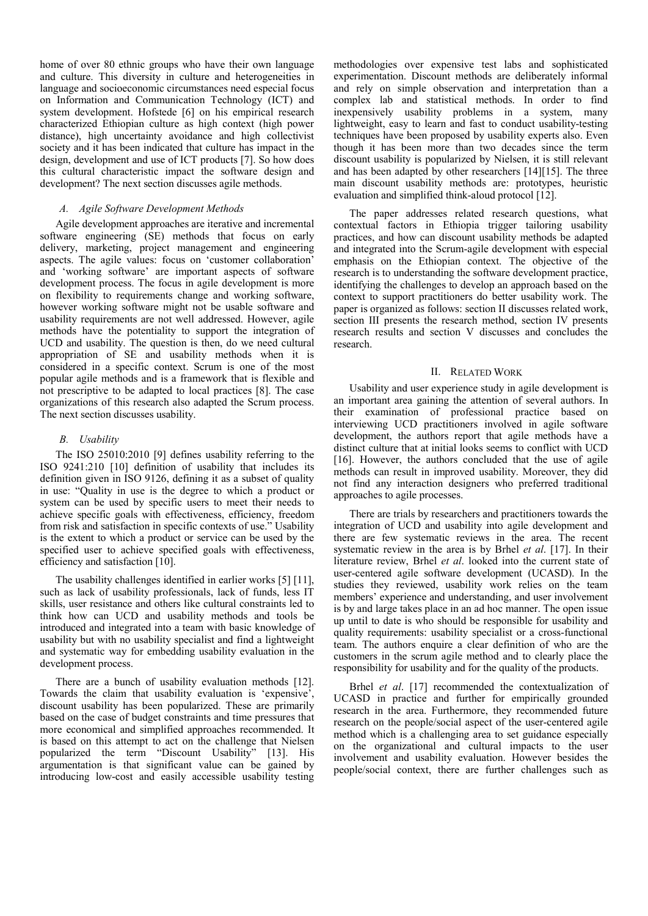home of over 80 ethnic groups who have their own language and culture. This diversity in culture and heterogeneities in language and socioeconomic circumstances need especial focus on Information and Communication Technology (ICT) and system development. Hofstede [6] on his empirical research characterized Ethiopian culture as high context (high power distance), high uncertainty avoidance and high collectivist society and it has been indicated that culture has impact in the design, development and use of ICT products [7]. So how does this cultural characteristic impact the software design and development? The next section discusses agile methods.

### *A. Agile Software Development Methods*

Agile development approaches are iterative and incremental software engineering (SE) methods that focus on early delivery, marketing, project management and engineering aspects. The agile values: focus on 'customer collaboration' and 'working software' are important aspects of software development process. The focus in agile development is more on flexibility to requirements change and working software, however working software might not be usable software and usability requirements are not well addressed. However, agile methods have the potentiality to support the integration of UCD and usability. The question is then, do we need cultural appropriation of SE and usability methods when it is considered in a specific context. Scrum is one of the most popular agile methods and is a framework that is flexible and not prescriptive to be adapted to local practices [8]. The case organizations of this research also adapted the Scrum process. The next section discusses usability.

### *B. Usability*

The ISO 25010:2010 [9] defines usability referring to the ISO 9241:210 [10] definition of usability that includes its definition given in ISO 9126, defining it as a subset of quality in use: "Quality in use is the degree to which a product or system can be used by specific users to meet their needs to achieve specific goals with effectiveness, efficiency, freedom from risk and satisfaction in specific contexts of use." Usability is the extent to which a product or service can be used by the specified user to achieve specified goals with effectiveness, efficiency and satisfaction [10].

The usability challenges identified in earlier works [5] [11], such as lack of usability professionals, lack of funds, less IT skills, user resistance and others like cultural constraints led to think how can UCD and usability methods and tools be introduced and integrated into a team with basic knowledge of usability but with no usability specialist and find a lightweight and systematic way for embedding usability evaluation in the development process.

There are a bunch of usability evaluation methods [12]. Towards the claim that usability evaluation is 'expensive', discount usability has been popularized. These are primarily based on the case of budget constraints and time pressures that more economical and simplified approaches recommended. It is based on this attempt to act on the challenge that Nielsen popularized the term "Discount Usability" [13]. His argumentation is that significant value can be gained by introducing low-cost and easily accessible usability testing methodologies over expensive test labs and sophisticated experimentation. Discount methods are deliberately informal and rely on simple observation and interpretation than a complex lab and statistical methods. In order to find inexpensively usability problems in a system, many lightweight, easy to learn and fast to conduct usability-testing techniques have been proposed by usability experts also. Even though it has been more than two decades since the term discount usability is popularized by Nielsen, it is still relevant and has been adapted by other researchers [14][15]. The three main discount usability methods are: prototypes, heuristic evaluation and simplified think-aloud protocol [12].

The paper addresses related research questions, what contextual factors in Ethiopia trigger tailoring usability practices, and how can discount usability methods be adapted and integrated into the Scrum-agile development with especial emphasis on the Ethiopian context. The objective of the research is to understanding the software development practice, identifying the challenges to develop an approach based on the context to support practitioners do better usability work. The paper is organized as follows: section II discusses related work, section III presents the research method, section IV presents research results and section V discusses and concludes the research.

## II. Related Work

Usability and user experience study in agile development is an important area gaining the attention of several authors. In their examination of professional practice based on interviewing UCD practitioners involved in agile software development, the authors report that agile methods have a distinct culture that at initial looks seems to conflict with UCD [16]. However, the authors concluded that the use of agile methods can result in improved usability. Moreover, they did not find any interaction designers who preferred traditional approaches to agile processes.

There are trials by researchers and practitioners towards the integration of UCD and usability into agile development and there are few systematic reviews in the area. The recent systematic review in the area is by Brhel *et al*. [17]. In their literature review, Brhel *et al*. looked into the current state of user-centered agile software development (UCASD). In the studies they reviewed, usability work relies on the team members' experience and understanding, and user involvement is by and large takes place in an ad hoc manner. The open issue up until to date is who should be responsible for usability and quality requirements: usability specialist or a cross-functional team. The authors enquire a clear definition of who are the customers in the scrum agile method and to clearly place the responsibility for usability and for the quality of the products.

Brhel *et al*. [17] recommended the contextualization of UCASD in practice and further for empirically grounded research in the area. Furthermore, they recommended future research on the people/social aspect of the user-centered agile method which is a challenging area to set guidance especially on the organizational and cultural impacts to the user involvement and usability evaluation. However besides the people/social context, there are further challenges such as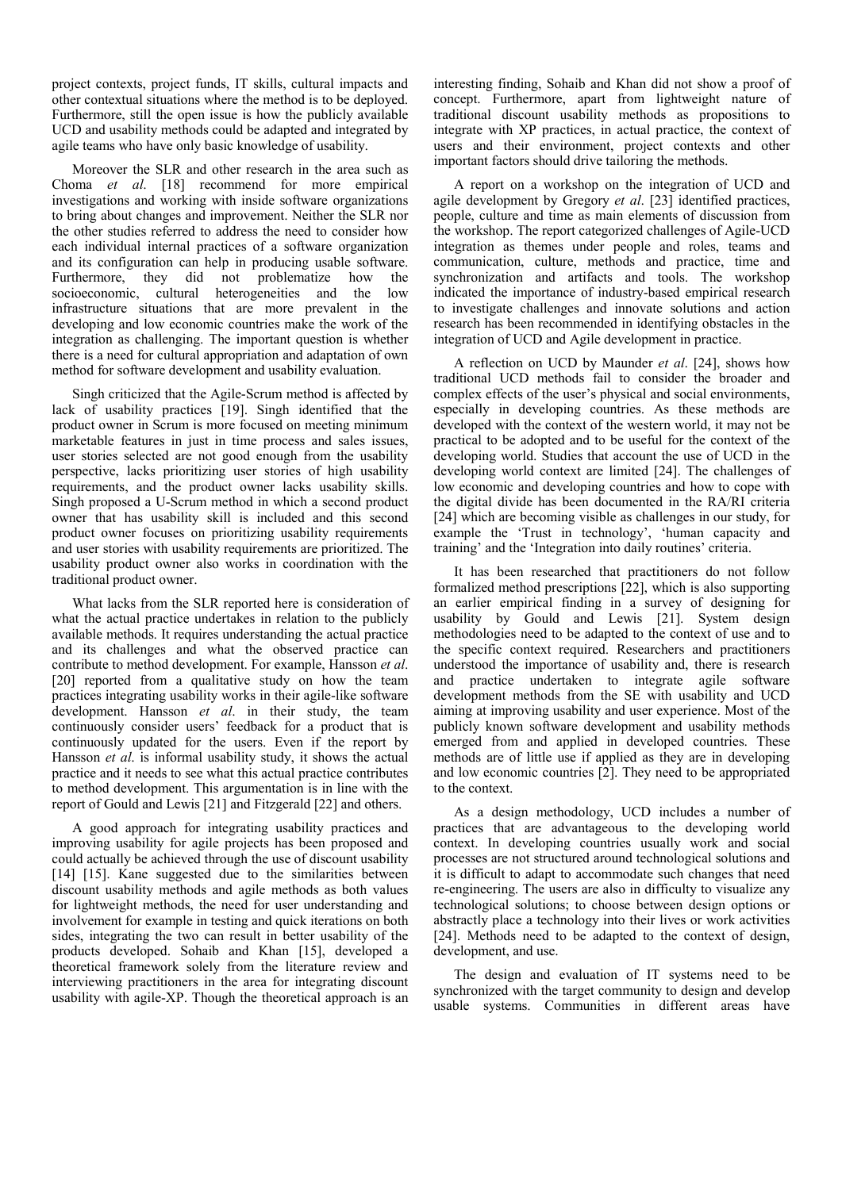project contexts, project funds, IT skills, cultural impacts and other contextual situations where the method is to be deployed. Furthermore, still the open issue is how the publicly available UCD and usability methods could be adapted and integrated by agile teams who have only basic knowledge of usability.

Moreover the SLR and other research in the area such as Choma *et al*. [18] recommend for more empirical investigations and working with inside software organizations to bring about changes and improvement. Neither the SLR nor the other studies referred to address the need to consider how each individual internal practices of a software organization and its configuration can help in producing usable software. Furthermore, they did not problematize how the socioeconomic, cultural heterogeneities and the low infrastructure situations that are more prevalent in the developing and low economic countries make the work of the integration as challenging. The important question is whether there is a need for cultural appropriation and adaptation of own method for software development and usability evaluation.

Singh criticized that the Agile-Scrum method is affected by lack of usability practices [19]. Singh identified that the product owner in Scrum is more focused on meeting minimum marketable features in just in time process and sales issues, user stories selected are not good enough from the usability perspective, lacks prioritizing user stories of high usability requirements, and the product owner lacks usability skills. Singh proposed a U-Scrum method in which a second product owner that has usability skill is included and this second product owner focuses on prioritizing usability requirements and user stories with usability requirements are prioritized. The usability product owner also works in coordination with the traditional product owner.

What lacks from the SLR reported here is consideration of what the actual practice undertakes in relation to the publicly available methods. It requires understanding the actual practice and its challenges and what the observed practice can contribute to method development. For example, Hansson *et al*. [20] reported from a qualitative study on how the team practices integrating usability works in their agile-like software development. Hansson *et al*. in their study, the team continuously consider users' feedback for a product that is continuously updated for the users. Even if the report by Hansson *et al*. is informal usability study, it shows the actual practice and it needs to see what this actual practice contributes to method development. This argumentation is in line with the report of Gould and Lewis [21] and Fitzgerald [22] and others.

A good approach for integrating usability practices and improving usability for agile projects has been proposed and could actually be achieved through the use of discount usability [14] [15]. Kane suggested due to the similarities between discount usability methods and agile methods as both values for lightweight methods, the need for user understanding and involvement for example in testing and quick iterations on both sides, integrating the two can result in better usability of the products developed. Sohaib and Khan [15], developed a theoretical framework solely from the literature review and interviewing practitioners in the area for integrating discount usability with agile-XP. Though the theoretical approach is an interesting finding, Sohaib and Khan did not show a proof of concept. Furthermore, apart from lightweight nature of traditional discount usability methods as propositions to integrate with XP practices, in actual practice, the context of users and their environment, project contexts and other important factors should drive tailoring the methods.

A report on a workshop on the integration of UCD and agile development by Gregory *et al*. [23] identified practices, people, culture and time as main elements of discussion from the workshop. The report categorized challenges of Agile-UCD integration as themes under people and roles, teams and communication, culture, methods and practice, time and synchronization and artifacts and tools. The workshop indicated the importance of industry-based empirical research to investigate challenges and innovate solutions and action research has been recommended in identifying obstacles in the integration of UCD and Agile development in practice.

A reflection on UCD by Maunder *et al*. [24], shows how traditional UCD methods fail to consider the broader and complex effects of the user's physical and social environments, especially in developing countries. As these methods are developed with the context of the western world, it may not be practical to be adopted and to be useful for the context of the developing world. Studies that account the use of UCD in the developing world context are limited [24]. The challenges of low economic and developing countries and how to cope with the digital divide has been documented in the RA/RI criteria [24] which are becoming visible as challenges in our study, for example the 'Trust in technology', 'human capacity and training' and the 'Integration into daily routines' criteria.

It has been researched that practitioners do not follow formalized method prescriptions [22], which is also supporting an earlier empirical finding in a survey of designing for usability by Gould and Lewis [21]. System design methodologies need to be adapted to the context of use and to the specific context required. Researchers and practitioners understood the importance of usability and, there is research and practice undertaken to integrate agile software development methods from the SE with usability and UCD aiming at improving usability and user experience. Most of the publicly known software development and usability methods emerged from and applied in developed countries. These methods are of little use if applied as they are in developing and low economic countries [2]. They need to be appropriated to the context.

As a design methodology, UCD includes a number of practices that are advantageous to the developing world context. In developing countries usually work and social processes are not structured around technological solutions and it is difficult to adapt to accommodate such changes that need re-engineering. The users are also in difficulty to visualize any technological solutions; to choose between design options or abstractly place a technology into their lives or work activities [24]. Methods need to be adapted to the context of design, development, and use.

The design and evaluation of IT systems need to be synchronized with the target community to design and develop usable systems. Communities in different areas have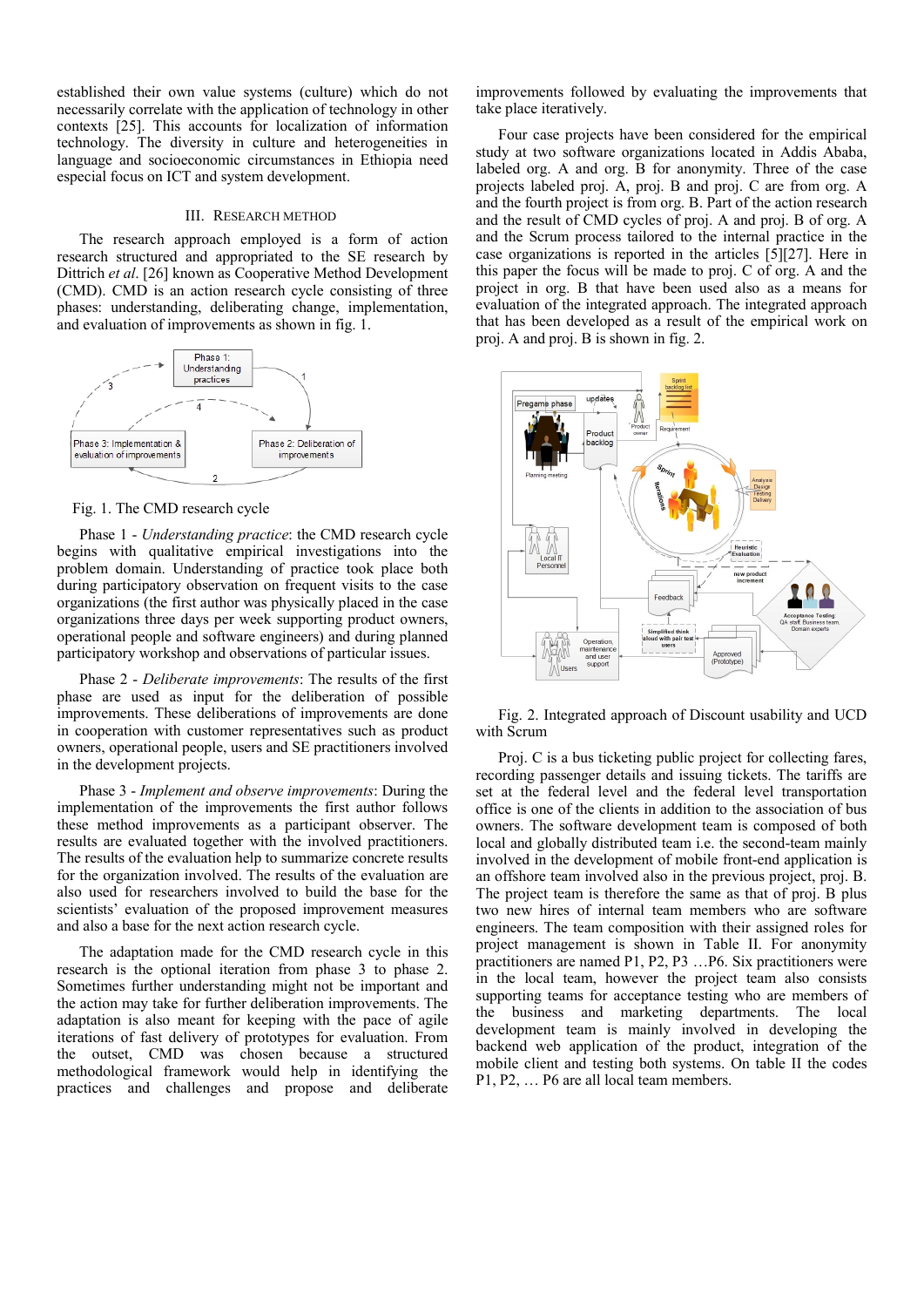established their own value systems (culture) which do not necessarily correlate with the application of technology in other contexts [25]. This accounts for localization of information technology. The diversity in culture and heterogeneities in language and socioeconomic circumstances in Ethiopia need especial focus on ICT and system development.

## III. Research Method

The research approach employed is a form of action research structured and appropriated to the SE research by Dittrich *et al*. [26] known as Cooperative Method Development (CMD). CMD is an action research cycle consisting of three phases: understanding, deliberating change, implementation, and evaluation of improvements as shown in fig. 1.

Fig. 1. The CMD research cycle

Phase 1 - *Understanding practice*: the CMD research cycle begins with qualitative empirical investigations into the problem domain. Understanding of practice took place both during participatory observation on frequent visits to the case organizations (the first author was physically placed in the case organizations three days per week supporting product owners, operational people and software engineers) and during planned participatory workshop and observations of particular issues.

Phase 2 - *Deliberate improvements*: The results of the first phase are used as input for the deliberation of possible improvements. These deliberations of improvements are done in cooperation with customer representatives such as product owners, operational people, users and SE practitioners involved in the development projects.

Phase 3 - *Implement and observe improvements*: During the implementation of the improvements the first author follows these method improvements as a participant observer. The results are evaluated together with the involved practitioners. The results of the evaluation help to summarize concrete results for the organization involved. The results of the evaluation are also used for researchers involved to build the base for the scientists' evaluation of the proposed improvement measures and also a base for the next action research cycle.

The adaptation made for the CMD research cycle in this research is the optional iteration from phase 3 to phase 2. Sometimes further understanding might not be important and the action may take for further deliberation improvements. The adaptation is also meant for keeping with the pace of agile iterations of fast delivery of prototypes for evaluation. From the outset, CMD was chosen because a structured methodological framework would help in identifying the practices and challenges and propose and deliberate improvements followed by evaluating the improvements that take place iteratively.

Four case projects have been considered for the empirical study at two software organizations located in Addis Ababa, labeled org. A and org. B for anonymity. Three of the case projects labeled proj. A, proj. B and proj. C are from org. A and the fourth project is from org. B. Part of the action research and the result of CMD cycles of proj. A and proj. B of org. A and the Scrum process tailored to the internal practice in the case organizations is reported in the articles [5][27]. Here in this paper the focus will be made to proj. C of org. A and the project in org. B that have been used also as a means for evaluation of the integrated approach. The integrated approach that has been developed as a result of the empirical work on proj. A and proj. B is shown in fig. 2.

Fig. 2. Integrated approach of Discount usability and UCD with Scrum

Proj. C is a bus ticketing public project for collecting fares, recording passenger details and issuing tickets. The tariffs are set at the federal level and the federal level transportation office is one of the clients in addition to the association of bus owners. The software development team is composed of both local and globally distributed team i.e. the second-team mainly involved in the development of mobile front-end application is an offshore team involved also in the previous project, proj. B. The project team is therefore the same as that of proj. B plus two new hires of internal team members who are software engineers. The team composition with their assigned roles for project management is shown in Table II. For anonymity practitioners are named P1, P2, P3 …P6. Six practitioners were in the local team, however the project team also consists supporting teams for acceptance testing who are members of the business and marketing departments. The local development team is mainly involved in developing the backend web application of the product, integration of the mobile client and testing both systems. On table II the codes P1, P2, … P6 are all local team members.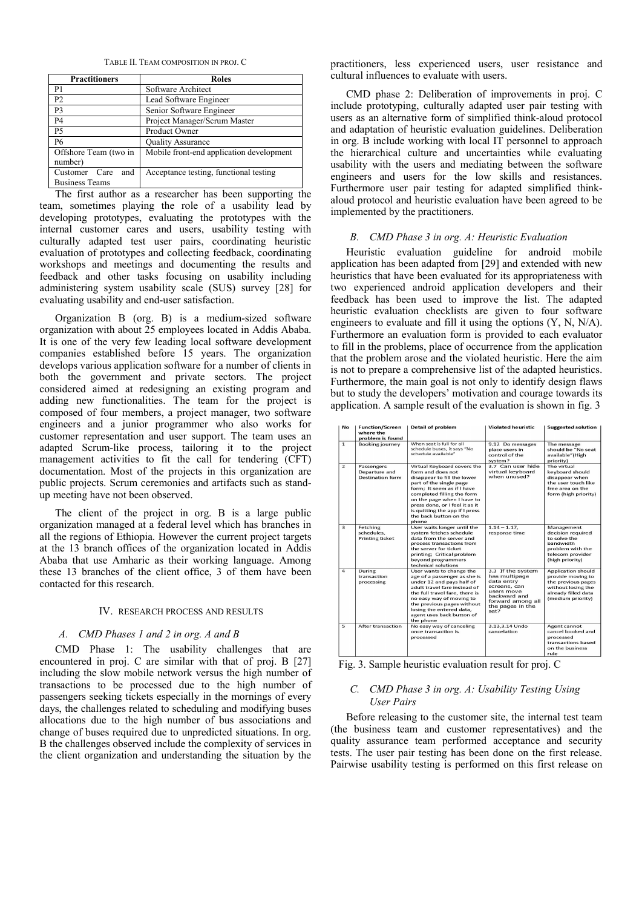TABLE II. TEAM COMPOSITION IN PROJ. C

| Practitioners | Roles |
|---|---|
| P1 | Software Architect |
| P2 | Lead Software Engineer |
| P3 | Senior Software Engineer |
| P4 | Project Manager/Scrum Master |
| P5 | Product Owner |
| P6 | Quality Assurance |
| Offshore Team (two in number) | Mobile front-end application development |
| Customer Care and Business Teams | Acceptance testing, functional testing |

The first author as a researcher has been supporting the team, sometimes playing the role of a usability lead by developing prototypes, evaluating the prototypes with the internal customer cares and users, usability testing with culturally adapted test user pairs, coordinating heuristic evaluation of prototypes and collecting feedback, coordinating workshops and meetings and documenting the results and feedback and other tasks focusing on usability including administering system usability scale (SUS) survey [28] for evaluating usability and end-user satisfaction.

Organization B (org. B) is a medium-sized software organization with about 25 employees located in Addis Ababa. It is one of the very few leading local software development companies established before 15 years. The organization develops various application software for a number of clients in both the government and private sectors. The project considered aimed at redesigning an existing program and adding new functionalities. The team for the project is composed of four members, a project manager, two software engineers and a junior programmer who also works for customer representation and user support. The team uses an adapted Scrum-like process, tailoring it to the project management activities to fit the call for tendering (CFT) documentation. Most of the projects in this organization are public projects. Scrum ceremonies and artifacts such as stand-up meeting have not been observed.

The client of the project in org. B is a large public organization managed at a federal level which has branches in all the regions of Ethiopia. However the current project targets at the 13 branch offices of the organization located in Addis Ababa that use Amharic as their working language. Among these 13 branches of the client office, 3 of them have been contacted for this research.

## IV. RESEARCH PROCESS AND RESULTS

### *A. CMD Phases 1 and 2 in org. A and B*

CMD Phase 1: The usability challenges that are encountered in proj. C are similar with that of proj. B [27] including the slow mobile network versus the high number of transactions to be processed due to the high number of passengers seeking tickets especially in the mornings of every days, the challenges related to scheduling and modifying buses allocations due to the high number of bus associations and change of buses required due to unpredicted situations. In org. B the challenges observed include the complexity of services in the client organization and understanding the situation by the practitioners, less experienced users, user resistance and cultural influences to evaluate with users.

CMD phase 2: Deliberation of improvements in proj. C include prototyping, culturally adapted user pair testing with users as an alternative form of simplified think-aloud protocol and adaptation of heuristic evaluation guidelines. Deliberation in org. B include working with local IT personnel to approach the hierarchical culture and uncertainties while evaluating usability with the users and mediating between the software engineers and users for the low skills and resistances. Furthermore user pair testing for adapted simplified think-aloud protocol and heuristic evaluation have been agreed to be implemented by the practitioners.

### *B. CMD Phase 3 in org. A: Heuristic Evaluation*

Heuristic evaluation guideline for android mobile application has been adapted from [29] and extended with new heuristics that have been evaluated for its appropriateness with two experienced android application developers and their feedback has been used to improve the list. The adapted heuristic evaluation checklists are given to four software engineers to evaluate and fill it using the options (Y, N, N/A). Furthermore an evaluation form is provided to each evaluator to fill in the problems, place of occurrence from the application that the problem arose and the violated heuristic. Here the aim is not to prepare a comprehensive list of the adapted heuristics. Furthermore, the main goal is not only to identify design flaws but to study the developers' motivation and courage towards its application. A sample result of the evaluation is shown in fig. 3

| No | Function/Screen where the problem is found | Detail of problem | Violated heuristic | Suggested solution |
|---|---|---|---|---|
| 1 | Booking journey | When seat is full for all schedule buses, it says "No schedule available" | 9.12 Do messages place users in control of the system? | The message should be "No seat available"(High priority) |
| 2 | Passengers Departure and Destination form | Virtual Keyboard covers the form and does not disappear to fill the lower part of the single page form; It seem as if I have completed filling the form on the page when I have to press done, or I feel it as it is quitting the app if I press the back button on the phone | 3.7 Can user hide virtual keyboard when unused? | The virtual keyboard should disappear when the user touch like free area on the form (high priority) |
| 3 | Fetching schedules, Printing ticket | User waits longer until the system fetches schedule data from the server and process transactions from the server for ticket printing; Critical problem beyond programmers technical solutions | 1.14 – 1.17, response time | Management decision required to solve the bandwidth problem with the telecom provider (high priority) |
| 4 | During transaction processing | User wants to change the age of a passenger as she is under 12 and pays half of adult travel fare instead of the full travel fare, there is no easy way of moving to the previous pages without losing the entered data, agent uses back button of the phone | 3.3 If the system has multipage data entry screens, can users move backward and forward among all the pages in the set? | Application should provide moving to the previous pages without losing the already filled data (medium priority) |
| 5 | After transaction | No easy way of canceling once transaction is processed | 3.13,3.14 Undo cancelation | Agent cannot cancel booked and processed transactions based on the business rule |

Fig. 3. Sample heuristic evaluation result for proj. C

### *C. CMD Phase 3 in org. A: Usability Testing Using User Pairs*

Before releasing to the customer site, the internal test team (the business team and customer representatives) and the quality assurance team performed acceptance and security tests. The user pair testing has been done on the first release. Pairwise usability testing is performed on this first release on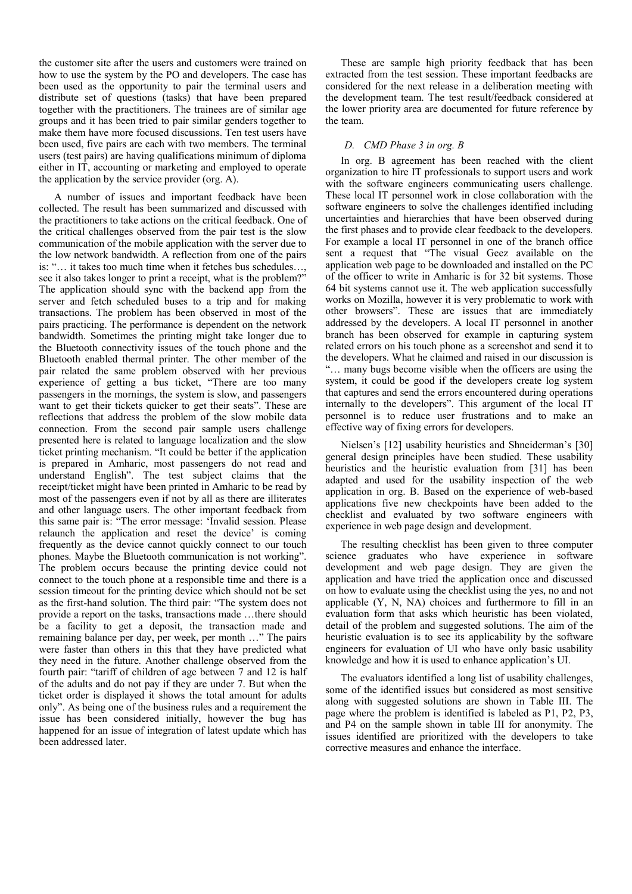the customer site after the users and customers were trained on how to use the system by the PO and developers. The case has been used as the opportunity to pair the terminal users and distribute set of questions (tasks) that have been prepared together with the practitioners. The trainees are of similar age groups and it has been tried to pair similar genders together to make them have more focused discussions. Ten test users have been used, five pairs are each with two members. The terminal users (test pairs) are having qualifications minimum of diploma either in IT, accounting or marketing and employed to operate the application by the service provider (org. A).

A number of issues and important feedback have been collected. The result has been summarized and discussed with the practitioners to take actions on the critical feedback. One of the critical challenges observed from the pair test is the slow communication of the mobile application with the server due to the low network bandwidth. A reflection from one of the pairs is: "… it takes too much time when it fetches bus schedules…, see it also takes longer to print a receipt, what is the problem?" The application should sync with the backend app from the server and fetch scheduled buses to a trip and for making transactions. The problem has been observed in most of the pairs practicing. The performance is dependent on the network bandwidth. Sometimes the printing might take longer due to the Bluetooth connectivity issues of the touch phone and the Bluetooth enabled thermal printer. The other member of the pair related the same problem observed with her previous experience of getting a bus ticket, "There are too many passengers in the mornings, the system is slow, and passengers want to get their tickets quicker to get their seats". These are reflections that address the problem of the slow mobile data connection. From the second pair sample users challenge presented here is related to language localization and the slow ticket printing mechanism. "It could be better if the application is prepared in Amharic, most passengers do not read and understand English". The test subject claims that the receipt/ticket might have been printed in Amharic to be read by most of the passengers even if not by all as there are illiterates and other language users. The other important feedback from this same pair is: "The error message: 'Invalid session. Please relaunch the application and reset the device' is coming frequently as the device cannot quickly connect to our touch phones. Maybe the Bluetooth communication is not working". The problem occurs because the printing device could not connect to the touch phone at a responsible time and there is a session timeout for the printing device which should not be set as the first-hand solution. The third pair: "The system does not provide a report on the tasks, transactions made …there should be a facility to get a deposit, the transaction made and remaining balance per day, per week, per month …" The pairs were faster than others in this that they have predicted what they need in the future. Another challenge observed from the fourth pair: "tariff of children of age between 7 and 12 is half of the adults and do not pay if they are under 7. But when the ticket order is displayed it shows the total amount for adults only". As being one of the business rules and a requirement the issue has been considered initially, however the bug has happened for an issue of integration of latest update which has been addressed later.

These are sample high priority feedback that has been extracted from the test session. These important feedbacks are considered for the next release in a deliberation meeting with the development team. The test result/feedback considered at the lower priority area are documented for future reference by the team.

### D. CMD Phase 3 in org. B

In org. B agreement has been reached with the client organization to hire IT professionals to support users and work with the software engineers communicating users challenge. These local IT personnel work in close collaboration with the software engineers to solve the challenges identified including uncertainties and hierarchies that have been observed during the first phases and to provide clear feedback to the developers. For example a local IT personnel in one of the branch office sent a request that "The visual Geez available on the application web page to be downloaded and installed on the PC of the officer to write in Amharic is for 32 bit systems. Those 64 bit systems cannot use it. The web application successfully works on Mozilla, however it is very problematic to work with other browsers". These are issues that are immediately addressed by the developers. A local IT personnel in another branch has been observed for example in capturing system related errors on his touch phone as a screenshot and send it to the developers. What he claimed and raised in our discussion is "… many bugs become visible when the officers are using the system, it could be good if the developers create log system that captures and send the errors encountered during operations internally to the developers". This argument of the local IT personnel is to reduce user frustrations and to make an effective way of fixing errors for developers.

Nielsen's [12] usability heuristics and Shneiderman's [30] general design principles have been studied. These usability heuristics and the heuristic evaluation from [31] has been adapted and used for the usability inspection of the web application in org. B. Based on the experience of web-based applications five new checkpoints have been added to the checklist and evaluated by two software engineers with experience in web page design and development.

The resulting checklist has been given to three computer science graduates who have experience in software development and web page design. They are given the application and have tried the application once and discussed on how to evaluate using the checklist using the yes, no and not applicable (Y, N, NA) choices and furthermore to fill in an evaluation form that asks which heuristic has been violated, detail of the problem and suggested solutions. The aim of the heuristic evaluation is to see its applicability by the software engineers for evaluation of UI who have only basic usability knowledge and how it is used to enhance application's UI.

The evaluators identified a long list of usability challenges, some of the identified issues but considered as most sensitive along with suggested solutions are shown in Table III. The page where the problem is identified is labeled as P1, P2, P3, and P4 on the sample shown in table III for anonymity. The issues identified are prioritized with the developers to take corrective measures and enhance the interface.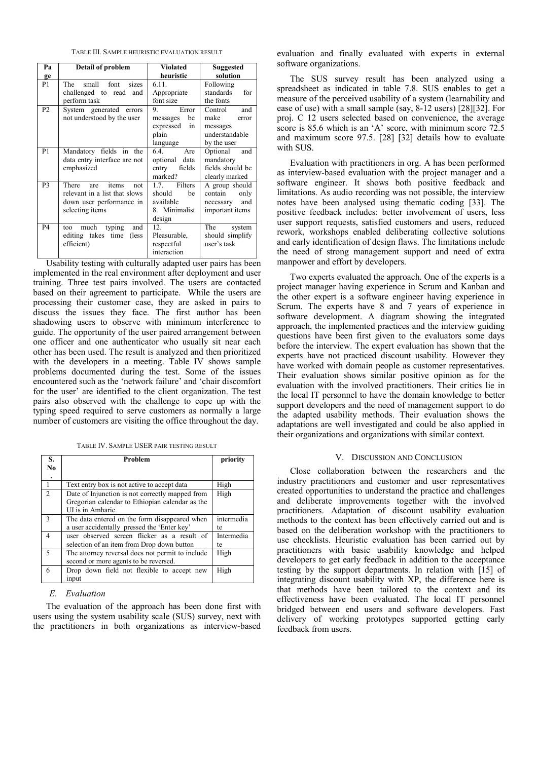TABLE III. SAMPLE HEURISTIC EVALUATION RESULT

| Page | Detail of problem | Violated heuristic | Suggested solution |
|---|---|---|---|
| P1 | The small font sizes challenged to read and perform task | 6.11. Appropriate font size | Following standards for the fonts |
| P2 | System generated errors not understood by the user | 9. Error messages be expressed in plain language | Control and make error messages understandable by the user |
| P1 | Mandatory fields in the data entry interface are not emphasized | 6.4. Are optional data entry fields marked? | Optional and mandatory fields should be clearly marked |
| P3 | There are items not relevant in a list that slows down user performance in selecting items | 1.7. Filters should be available 8. Minimalist design | A group should contain only necessary and important items |
| P4 | too much typing and editing takes time (less efficient) | 12. Pleasurable, respectful interaction | The system should simplify user's task |

Usability testing with culturally adapted user pairs has been implemented in the real environment after deployment and user training. Three test pairs involved. The users are contacted based on their agreement to participate. While the users are processing their customer case, they are asked in pairs to discuss the issues they face. The first author has been shadowing users to observe with minimum interference to guide. The opportunity of the user paired arrangement between one officer and one authenticator who usually sit near each other has been used. The result is analyzed and then prioritized with the developers in a meeting. Table IV shows sample problems documented during the test. Some of the issues encountered such as the 'network failure' and 'chair discomfort for the user' are identified to the client organization. The test pairs also observed with the challenge to cope up with the typing speed required to serve customers as normally a large number of customers are visiting the office throughout the day.

TABLE IV. SAMPLE USER PAIR TESTING RESULT

| S. No. | Problem | priority |
|---|---|---|
| 1 | Text entry box is not active to accept data | High |
| 2 | Date of Injunction is not correctly mapped from Gregorian calendar to Ethiopian calendar as the UI is in Amharic | High |
| 3 | The data entered on the form disappeared when a user accidentally pressed the 'Enter key' | intermediate |
| 4 | user observed screen flicker as a result of selection of an item from Drop down button | Intermediate |
| 5 | The attorney reversal does not permit to include second or more agents to be reversed. | High |
| 6 | Drop down field not flexible to accept new input | High |

### E. Evaluation

The evaluation of the approach has been done first with users using the system usability scale (SUS) survey, next with the practitioners in both organizations as interview-based evaluation and finally evaluated with experts in external software organizations.

The SUS survey result has been analyzed using a spreadsheet as indicated in table 7.8. SUS enables to get a measure of the perceived usability of a system (learnability and ease of use) with a small sample (say, 8-12 users) [28][32]. For proj. C 12 users selected based on convenience, the average score is 85.6 which is an 'A' score, with minimum score 72.5 and maximum score 97.5. [28] [32] details how to evaluate with SUS.

Evaluation with practitioners in org. A has been performed as interview-based evaluation with the project manager and a software engineer. It shows both positive feedback and limitations. As audio recording was not possible, the interview notes have been analysed using thematic coding [33]. The positive feedback includes: better involvement of users, less user support requests, satisfied customers and users, reduced rework, workshops enabled deliberating collective solutions and early identification of design flaws. The limitations include the need of strong management support and need of extra manpower and effort by developers.

Two experts evaluated the approach. One of the experts is a project manager having experience in Scrum and Kanban and the other expert is a software engineer having experience in Scrum. The experts have 8 and 7 years of experience in software development. A diagram showing the integrated approach, the implemented practices and the interview guiding questions have been first given to the evaluators some days before the interview. The expert evaluation has shown that the experts have not practiced discount usability. However they have worked with domain people as customer representatives. Their evaluation shows similar positive opinion as for the evaluation with the involved practitioners. Their critics lie in the local IT personnel to have the domain knowledge to better support developers and the need of management support to do the adapted usability methods. Their evaluation shows the adaptations are well investigated and could be also applied in their organizations and organizations with similar context.

## V. DISCUSSION AND CONCLUSION

Close collaboration between the researchers and the industry practitioners and customer and user representatives created opportunities to understand the practice and challenges and deliberate improvements together with the involved practitioners. Adaptation of discount usability evaluation methods to the context has been effectively carried out and is based on the deliberation workshop with the practitioners to use checklists. Heuristic evaluation has been carried out by practitioners with basic usability knowledge and helped developers to get early feedback in addition to the acceptance testing by the support departments. In relation with [15] of integrating discount usability with XP, the difference here is that methods have been tailored to the context and its effectiveness have been evaluated. The local IT personnel bridged between end users and software developers. Fast delivery of working prototypes supported getting early feedback from users.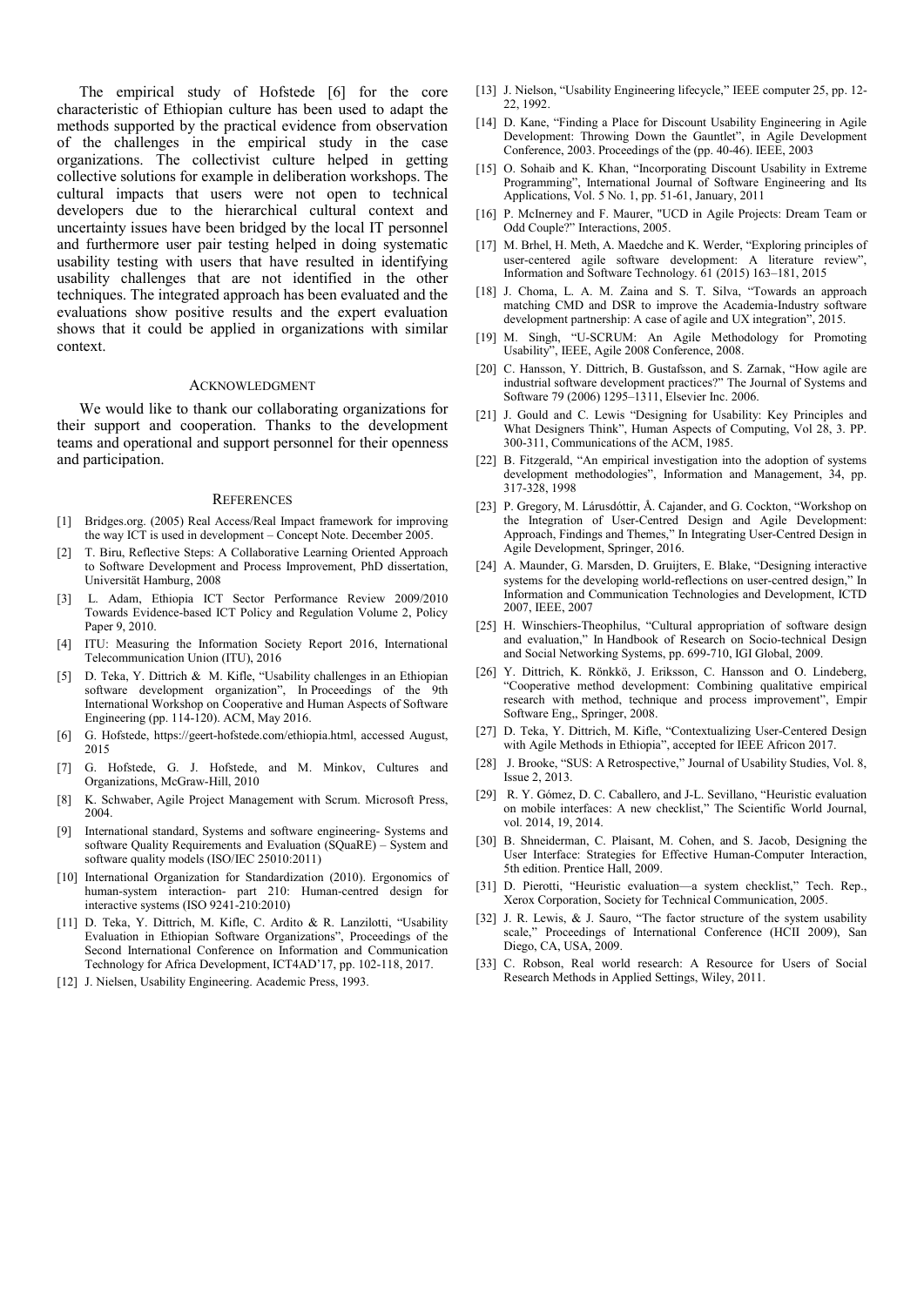The empirical study of Hofstede [6] for the core characteristic of Ethiopian culture has been used to adapt the methods supported by the practical evidence from observation of the challenges in the empirical study in the case organizations. The collectivist culture helped in getting collective solutions for example in deliberation workshops. The cultural impacts that users were not open to technical developers due to the hierarchical cultural context and uncertainty issues have been bridged by the local IT personnel and furthermore user pair testing helped in doing systematic usability testing with users that have resulted in identifying usability challenges that are not identified in the other techniques. The integrated approach has been evaluated and the evaluations show positive results and the expert evaluation shows that it could be applied in organizations with similar context.

## Acknowledgment

We would like to thank our collaborating organizations for their support and cooperation. Thanks to the development teams and operational and support personnel for their openness and participation.

## References

[1] Bridges.org. (2005) Real Access/Real Impact framework for improving the way ICT is used in development – Concept Note. December 2005.

[2] T. Biru, Reflective Steps: A Collaborative Learning Oriented Approach to Software Development and Process Improvement, PhD dissertation, Universität Hamburg, 2008

[3] L. Adam, Ethiopia ICT Sector Performance Review 2009/2010 Towards Evidence-based ICT Policy and Regulation Volume 2, Policy Paper 9, 2010.

[4] ITU: Measuring the Information Society Report 2016, International Telecommunication Union (ITU), 2016

[5] D. Teka, Y. Dittrich & M. Kifle, "Usability challenges in an Ethiopian software development organization", In Proceedings of the 9th International Workshop on Cooperative and Human Aspects of Software Engineering (pp. 114-120). ACM, May 2016.

[6] G. Hofstede, https://geert-hofstede.com/ethiopia.html, accessed August, 2015

[7] G. Hofstede, G. J. Hofstede, and M. Minkov, Cultures and Organizations, McGraw-Hill, 2010

[8] K. Schwaber, Agile Project Management with Scrum. Microsoft Press, 2004.

[9] International standard, Systems and software engineering- Systems and software Quality Requirements and Evaluation (SQuaRE) – System and software quality models (ISO/IEC 25010:2011)

[10] International Organization for Standardization (2010). Ergonomics of human-system interaction- part 210: Human-centred design for interactive systems (ISO 9241-210:2010)

[11] D. Teka, Y. Dittrich, M. Kifle, C. Ardito & R. Lanzilotti, "Usability Evaluation in Ethiopian Software Organizations", Proceedings of the Second International Conference on Information and Communication Technology for Africa Development, ICT4AD'17, pp. 102-118, 2017.

[12] J. Nielsen, Usability Engineering. Academic Press, 1993.

[13] J. Nielson, "Usability Engineering lifecycle," IEEE computer 25, pp. 12-22, 1992.

[14] D. Kane, "Finding a Place for Discount Usability Engineering in Agile Development: Throwing Down the Gauntlet", in Agile Development Conference, 2003. Proceedings of the (pp. 40-46). IEEE, 2003

[15] O. Sohaib and K. Khan, "Incorporating Discount Usability in Extreme Programming", International Journal of Software Engineering and Its Applications, Vol. 5 No. 1, pp. 51-61, January, 2011

[16] P. McInerney and F. Maurer, "UCD in Agile Projects: Dream Team or Odd Couple?" Interactions, 2005.

[17] M. Brhel, H. Meth, A. Maedche and K. Werder, "Exploring principles of user-centered agile software development: A literature review", Information and Software Technology. 61 (2015) 163–181, 2015

[18] J. Choma, L. A. M. Zaina and S. T. Silva, "Towards an approach matching CMD and DSR to improve the Academia-Industry software development partnership: A case of agile and UX integration", 2015.

[19] M. Singh, "U-SCRUM: An Agile Methodology for Promoting Usability", IEEE, Agile 2008 Conference, 2008.

[20] C. Hansson, Y. Dittrich, B. Gustafsson, and S. Zarnak, "How agile are industrial software development practices?" The Journal of Systems and Software 79 (2006) 1295–1311, Elsevier Inc. 2006.

[21] J. Gould and C. Lewis "Designing for Usability: Key Principles and What Designers Think", Human Aspects of Computing, Vol 28, 3. PP. 300-311, Communications of the ACM, 1985.

[22] B. Fitzgerald, "An empirical investigation into the adoption of systems development methodologies", Information and Management, 34, pp. 317-328, 1998

[23] P. Gregory, M. Lárusdóttir, Å. Cajander, and G. Cockton, "Workshop on the Integration of User-Centred Design and Agile Development: Approach, Findings and Themes," In Integrating User-Centred Design in Agile Development, Springer, 2016.

[24] A. Maunder, G. Marsden, D. Gruijters, E. Blake, "Designing interactive systems for the developing world-reflections on user-centred design," In Information and Communication Technologies and Development, ICTD 2007, IEEE, 2007

[25] H. Winschiers-Theophilus, "Cultural appropriation of software design and evaluation," In Handbook of Research on Socio-technical Design and Social Networking Systems, pp. 699-710, IGI Global, 2009.

[26] Y. Dittrich, K. Rönkkö, J. Eriksson, C. Hansson and O. Lindeberg, "Cooperative method development: Combining qualitative empirical research with method, technique and process improvement", Empir Software Eng,, Springer, 2008.

[27] D. Teka, Y. Dittrich, M. Kifle, "Contextualizing User-Centered Design with Agile Methods in Ethiopia", accepted for IEEE Africon 2017.

[28] J. Brooke, "SUS: A Retrospective," Journal of Usability Studies, Vol. 8, Issue 2, 2013.

[29] R. Y. Gómez, D. C. Caballero, and J-L. Sevillano, "Heuristic evaluation on mobile interfaces: A new checklist," The Scientific World Journal, vol. 2014, 19, 2014.

[30] B. Shneiderman, C. Plaisant, M. Cohen, and S. Jacob, Designing the User Interface: Strategies for Effective Human-Computer Interaction, 5th edition. Prentice Hall, 2009.

[31] D. Pierotti, "Heuristic evaluation—a system checklist," Tech. Rep., Xerox Corporation, Society for Technical Communication, 2005.

[32] J. R. Lewis, & J. Sauro, "The factor structure of the system usability scale," Proceedings of International Conference (HCII 2009), San Diego, CA, USA, 2009.

[33] C. Robson, Real world research: A Resource for Users of Social Research Methods in Applied Settings, Wiley, 2011.